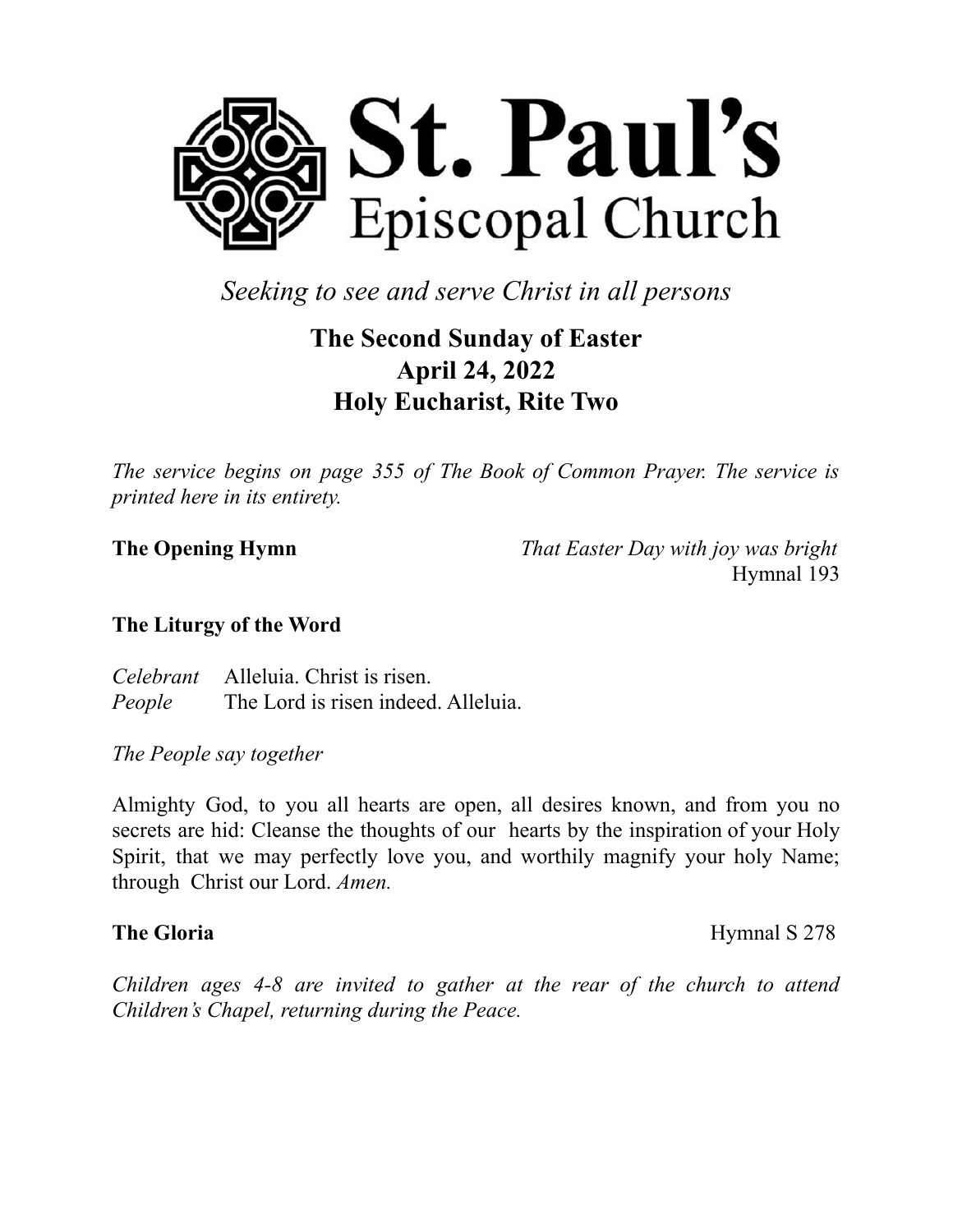# St. Paul's Episcopal Church

*Seeking to see and serve Christ in all persons*

## The Second Sunday of Easter
## April 24, 2022
## Holy Eucharist, Rite Two

*The service begins on page 355 of The Book of Common Prayer. The service is printed here in its entirety.*

**The Opening Hymn** *That Easter Day with joy was bright* Hymnal 193

### The Liturgy of the Word

*Celebrant* Alleluia. Christ is risen.
*People* The Lord is risen indeed. Alleluia.

*The People say together*

Almighty God, to you all hearts are open, all desires known, and from you no secrets are hid: Cleanse the thoughts of our hearts by the inspiration of your Holy Spirit, that we may perfectly love you, and worthily magnify your holy Name; through Christ our Lord. *Amen.*

**The Gloria** Hymnal S 278

*Children ages 4-8 are invited to gather at the rear of the church to attend Children's Chapel, returning during the Peace.*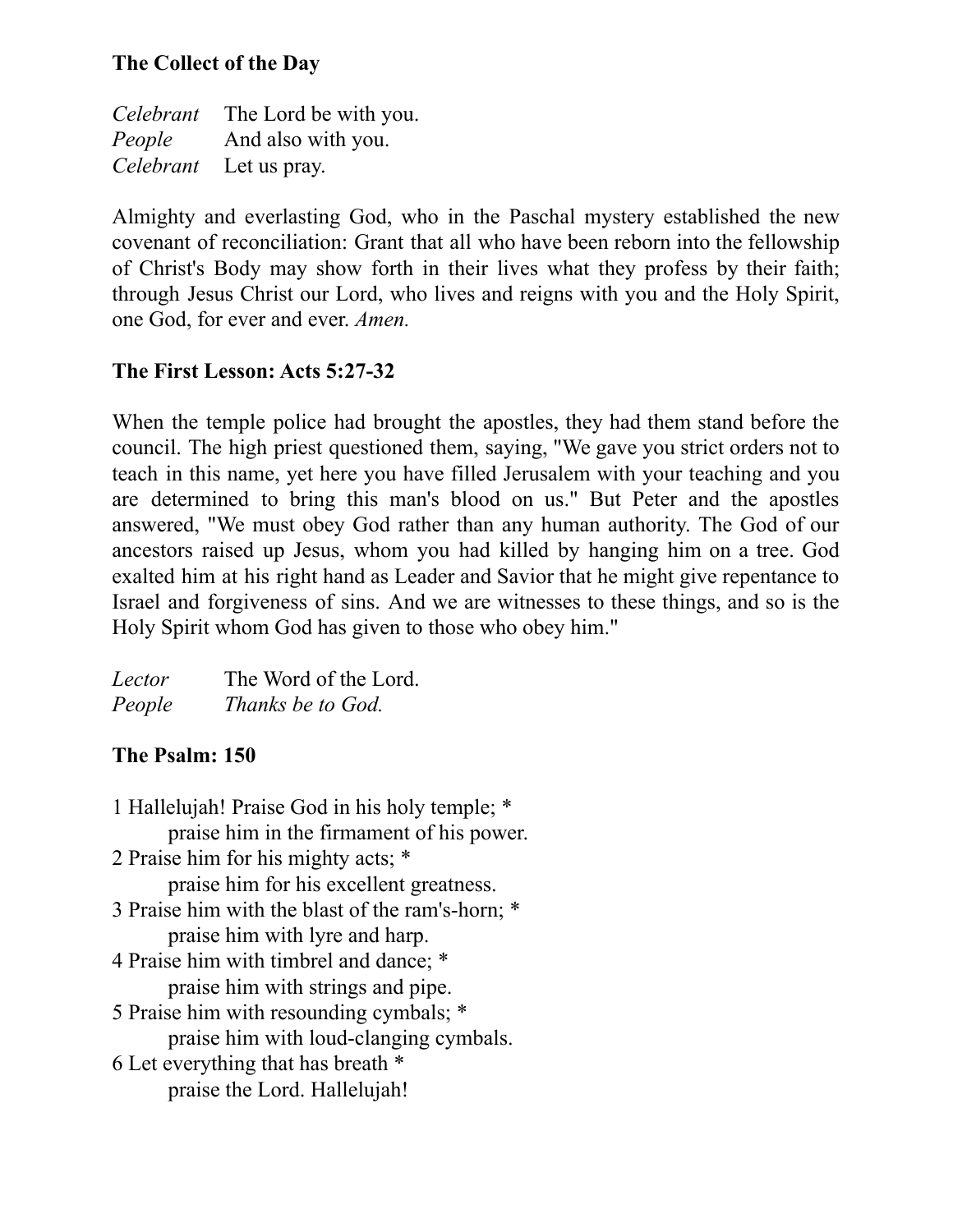**The Collect of the Day**

*Celebrant* The Lord be with you.
*People* And also with you.
*Celebrant* Let us pray.

Almighty and everlasting God, who in the Paschal mystery established the new covenant of reconciliation: Grant that all who have been reborn into the fellowship of Christ's Body may show forth in their lives what they profess by their faith; through Jesus Christ our Lord, who lives and reigns with you and the Holy Spirit, one God, for ever and ever. *Amen.*

**The First Lesson: Acts 5:27-32**

When the temple police had brought the apostles, they had them stand before the council. The high priest questioned them, saying, "We gave you strict orders not to teach in this name, yet here you have filled Jerusalem with your teaching and you are determined to bring this man's blood on us." But Peter and the apostles answered, "We must obey God rather than any human authority. The God of our ancestors raised up Jesus, whom you had killed by hanging him on a tree. God exalted him at his right hand as Leader and Savior that he might give repentance to Israel and forgiveness of sins. And we are witnesses to these things, and so is the Holy Spirit whom God has given to those who obey him."

*Lector* The Word of the Lord.
*People* *Thanks be to God.*

**The Psalm: 150**

1 Hallelujah! Praise God in his holy temple; *
  praise him in the firmament of his power.
2 Praise him for his mighty acts; *
  praise him for his excellent greatness.
3 Praise him with the blast of the ram's-horn; *
  praise him with lyre and harp.
4 Praise him with timbrel and dance; *
  praise him with strings and pipe.
5 Praise him with resounding cymbals; *
  praise him with loud-clanging cymbals.
6 Let everything that has breath *
  praise the Lord. Hallelujah!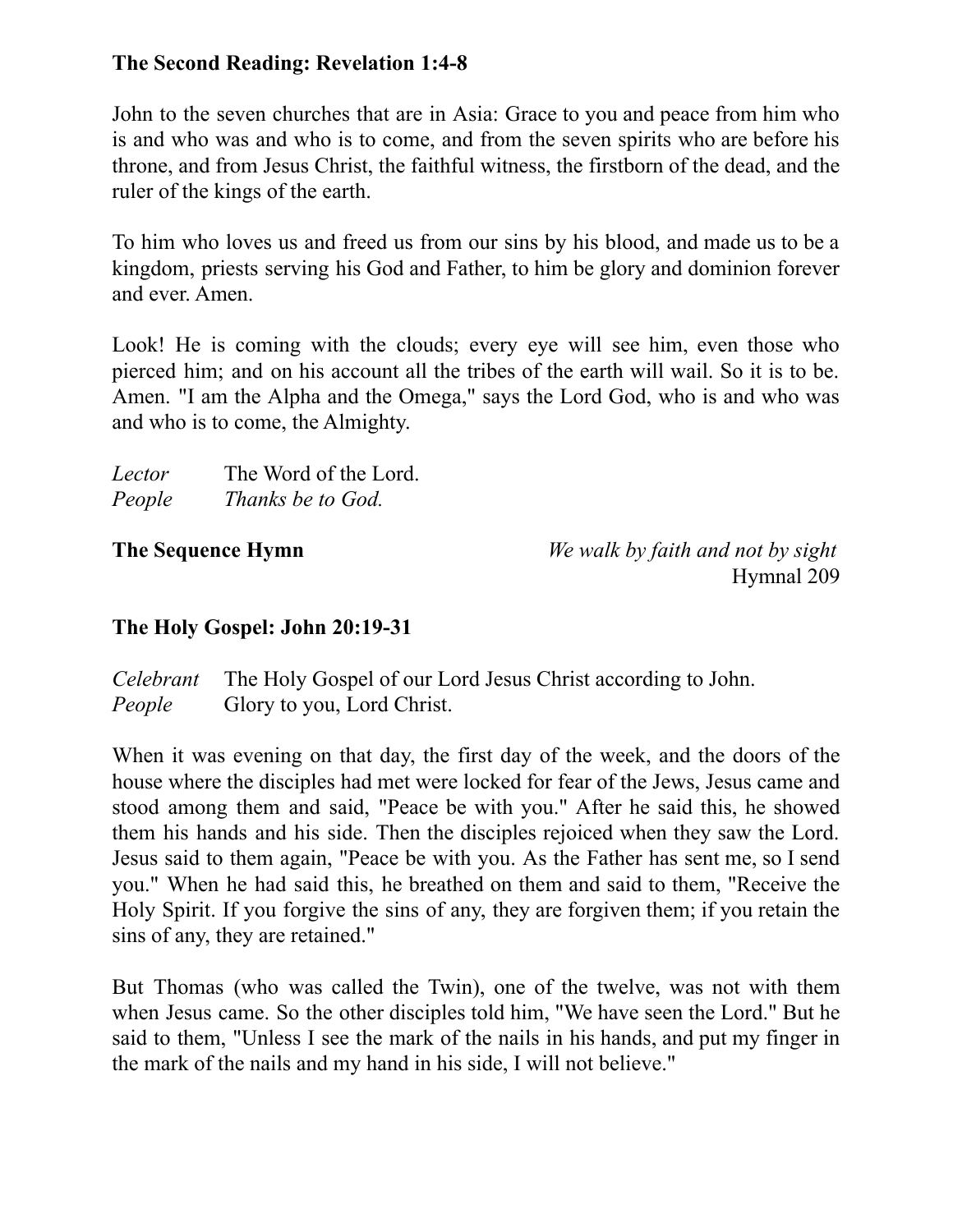**The Second Reading: Revelation 1:4-8**

John to the seven churches that are in Asia: Grace to you and peace from him who is and who was and who is to come, and from the seven spirits who are before his throne, and from Jesus Christ, the faithful witness, the firstborn of the dead, and the ruler of the kings of the earth.

To him who loves us and freed us from our sins by his blood, and made us to be a kingdom, priests serving his God and Father, to him be glory and dominion forever and ever. Amen.

Look! He is coming with the clouds; every eye will see him, even those who pierced him; and on his account all the tribes of the earth will wail. So it is to be. Amen. "I am the Alpha and the Omega," says the Lord God, who is and who was and who is to come, the Almighty.

*Lector* The Word of the Lord.
*People* *Thanks be to God.*

**The Sequence Hymn** *We walk by faith and not by sight*
Hymnal 209

**The Holy Gospel: John 20:19-31**

*Celebrant* The Holy Gospel of our Lord Jesus Christ according to John.
*People* Glory to you, Lord Christ.

When it was evening on that day, the first day of the week, and the doors of the house where the disciples had met were locked for fear of the Jews, Jesus came and stood among them and said, "Peace be with you." After he said this, he showed them his hands and his side. Then the disciples rejoiced when they saw the Lord. Jesus said to them again, "Peace be with you. As the Father has sent me, so I send you." When he had said this, he breathed on them and said to them, "Receive the Holy Spirit. If you forgive the sins of any, they are forgiven them; if you retain the sins of any, they are retained."

But Thomas (who was called the Twin), one of the twelve, was not with them when Jesus came. So the other disciples told him, "We have seen the Lord." But he said to them, "Unless I see the mark of the nails in his hands, and put my finger in the mark of the nails and my hand in his side, I will not believe."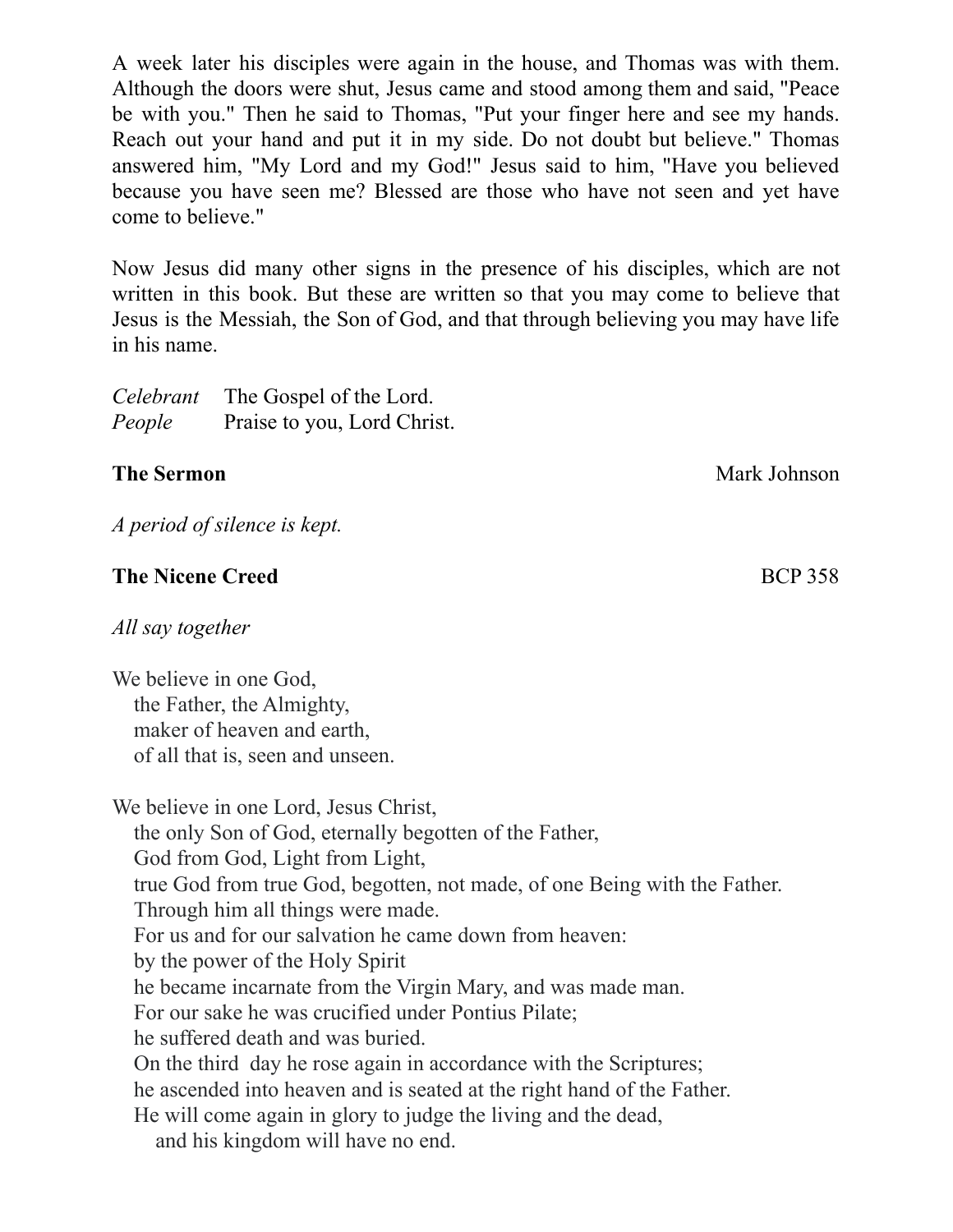A week later his disciples were again in the house, and Thomas was with them. Although the doors were shut, Jesus came and stood among them and said, "Peace be with you." Then he said to Thomas, "Put your finger here and see my hands. Reach out your hand and put it in my side. Do not doubt but believe." Thomas answered him, "My Lord and my God!" Jesus said to him, "Have you believed because you have seen me? Blessed are those who have not seen and yet have come to believe."

Now Jesus did many other signs in the presence of his disciples, which are not written in this book. But these are written so that you may come to believe that Jesus is the Messiah, the Son of God, and that through believing you may have life in his name.

*Celebrant* The Gospel of the Lord.
*People* Praise to you, Lord Christ.

**The Sermon** Mark Johnson

*A period of silence is kept.*

**The Nicene Creed** BCP 358

*All say together*

We believe in one God,
the Father, the Almighty,
maker of heaven and earth,
of all that is, seen and unseen.

We believe in one Lord, Jesus Christ,
the only Son of God, eternally begotten of the Father,
God from God, Light from Light,
true God from true God, begotten, not made, of one Being with the Father.
Through him all things were made.
For us and for our salvation he came down from heaven:
by the power of the Holy Spirit
he became incarnate from the Virgin Mary, and was made man.
For our sake he was crucified under Pontius Pilate;
he suffered death and was buried.
On the third day he rose again in accordance with the Scriptures;
he ascended into heaven and is seated at the right hand of the Father.
He will come again in glory to judge the living and the dead,
and his kingdom will have no end.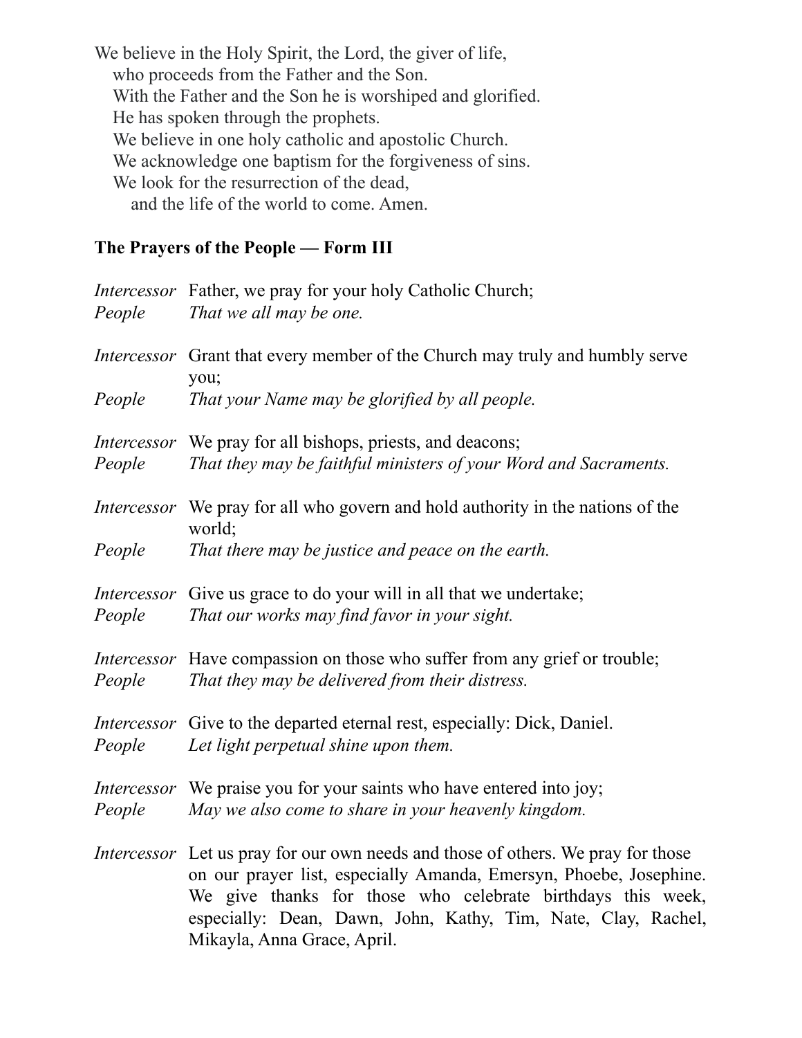We believe in the Holy Spirit, the Lord, the giver of life,
who proceeds from the Father and the Son.
With the Father and the Son he is worshiped and glorified.
He has spoken through the prophets.
We believe in one holy catholic and apostolic Church.
We acknowledge one baptism for the forgiveness of sins.
We look for the resurrection of the dead,
and the life of the world to come. Amen.

**The Prayers of the People — Form III**

*Intercessor* Father, we pray for your holy Catholic Church;
*People* *That we all may be one.*

*Intercessor* Grant that every member of the Church may truly and humbly serve you;
*People* *That your Name may be glorified by all people.*

*Intercessor* We pray for all bishops, priests, and deacons;
*People* *That they may be faithful ministers of your Word and Sacraments.*

*Intercessor* We pray for all who govern and hold authority in the nations of the world;
*People* *That there may be justice and peace on the earth.*

*Intercessor* Give us grace to do your will in all that we undertake;
*People* *That our works may find favor in your sight.*

*Intercessor* Have compassion on those who suffer from any grief or trouble;
*People* *That they may be delivered from their distress.*

*Intercessor* Give to the departed eternal rest, especially: Dick, Daniel.
*People* *Let light perpetual shine upon them.*

*Intercessor* We praise you for your saints who have entered into joy;
*People* *May we also come to share in your heavenly kingdom.*

*Intercessor* Let us pray for our own needs and those of others. We pray for those on our prayer list, especially Amanda, Emersyn, Phoebe, Josephine. We give thanks for those who celebrate birthdays this week, especially: Dean, Dawn, John, Kathy, Tim, Nate, Clay, Rachel, Mikayla, Anna Grace, April.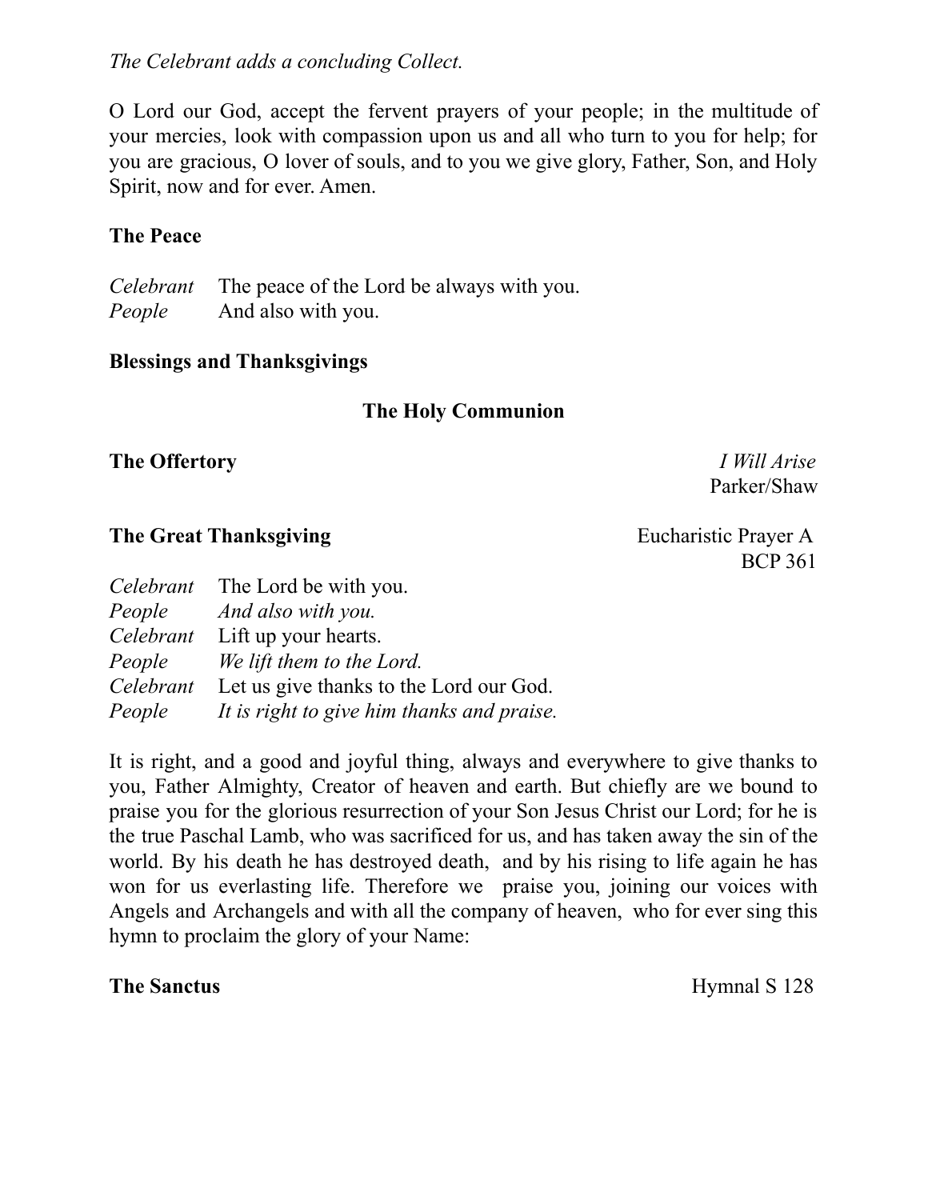*The Celebrant adds a concluding Collect.*

O Lord our God, accept the fervent prayers of your people; in the multitude of your mercies, look with compassion upon us and all who turn to you for help; for you are gracious, O lover of souls, and to you we give glory, Father, Son, and Holy Spirit, now and for ever. Amen.

**The Peace**

*Celebrant* The peace of the Lord be always with you.
*People* And also with you.

**Blessings and Thanksgivings**

## The Holy Communion

**The Offertory** *I Will Arise*
Parker/Shaw

**The Great Thanksgiving** Eucharistic Prayer A
BCP 361

*Celebrant* The Lord be with you.
*People* *And also with you.*
*Celebrant* Lift up your hearts.
*People* *We lift them to the Lord.*
*Celebrant* Let us give thanks to the Lord our God.
*People* *It is right to give him thanks and praise.*

It is right, and a good and joyful thing, always and everywhere to give thanks to you, Father Almighty, Creator of heaven and earth. But chiefly are we bound to praise you for the glorious resurrection of your Son Jesus Christ our Lord; for he is the true Paschal Lamb, who was sacrificed for us, and has taken away the sin of the world. By his death he has destroyed death, and by his rising to life again he has won for us everlasting life. Therefore we praise you, joining our voices with Angels and Archangels and with all the company of heaven, who for ever sing this hymn to proclaim the glory of your Name:

**The Sanctus** Hymnal S 128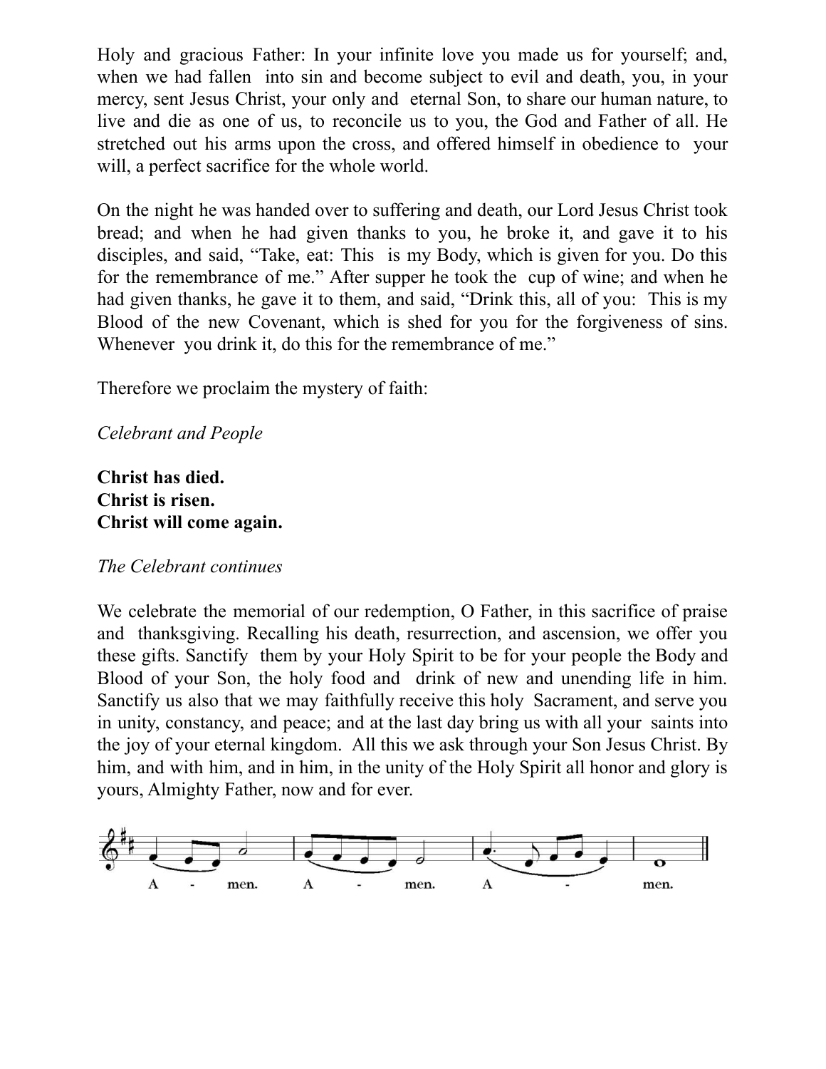Holy and gracious Father: In your infinite love you made us for yourself; and, when we had fallen into sin and become subject to evil and death, you, in your mercy, sent Jesus Christ, your only and eternal Son, to share our human nature, to live and die as one of us, to reconcile us to you, the God and Father of all. He stretched out his arms upon the cross, and offered himself in obedience to your will, a perfect sacrifice for the whole world.

On the night he was handed over to suffering and death, our Lord Jesus Christ took bread; and when he had given thanks to you, he broke it, and gave it to his disciples, and said, "Take, eat: This is my Body, which is given for you. Do this for the remembrance of me." After supper he took the cup of wine; and when he had given thanks, he gave it to them, and said, "Drink this, all of you: This is my Blood of the new Covenant, which is shed for you for the forgiveness of sins. Whenever you drink it, do this for the remembrance of me."

Therefore we proclaim the mystery of faith:

*Celebrant and People*

**Christ has died.**
**Christ is risen.**
**Christ will come again.**

*The Celebrant continues*

We celebrate the memorial of our redemption, O Father, in this sacrifice of praise and thanksgiving. Recalling his death, resurrection, and ascension, we offer you these gifts. Sanctify them by your Holy Spirit to be for your people the Body and Blood of your Son, the holy food and drink of new and unending life in him. Sanctify us also that we may faithfully receive this holy Sacrament, and serve you in unity, constancy, and peace; and at the last day bring us with all your saints into the joy of your eternal kingdom. All this we ask through your Son Jesus Christ. By him, and with him, and in him, in the unity of the Holy Spirit all honor and glory is yours, Almighty Father, now and for ever.

A - men. A - men. A - men.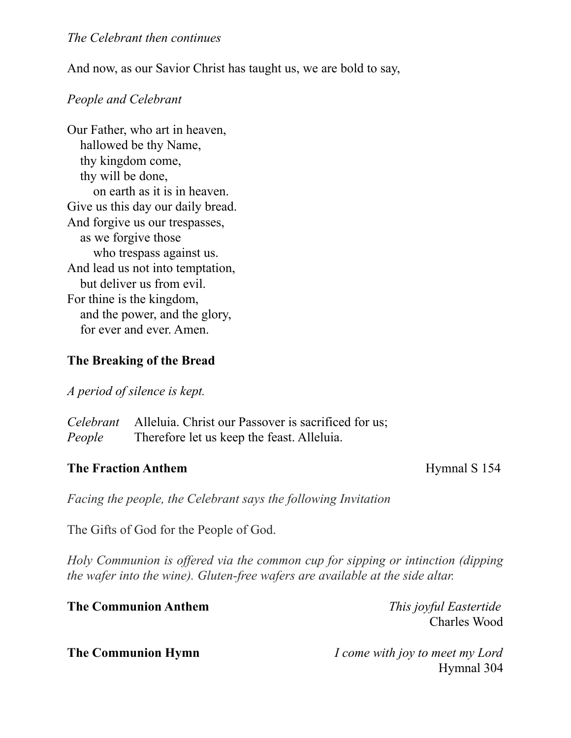*The Celebrant then continues*

And now, as our Savior Christ has taught us, we are bold to say,

*People and Celebrant*

Our Father, who art in heaven,  
&nbsp;&nbsp;&nbsp;&nbsp;hallowed be thy Name,  
&nbsp;&nbsp;&nbsp;&nbsp;thy kingdom come,  
&nbsp;&nbsp;&nbsp;&nbsp;thy will be done,  
&nbsp;&nbsp;&nbsp;&nbsp;&nbsp;&nbsp;&nbsp;&nbsp;on earth as it is in heaven.  
Give us this day our daily bread.  
And forgive us our trespasses,  
&nbsp;&nbsp;&nbsp;&nbsp;as we forgive those  
&nbsp;&nbsp;&nbsp;&nbsp;&nbsp;&nbsp;&nbsp;&nbsp;who trespass against us.  
And lead us not into temptation,  
&nbsp;&nbsp;&nbsp;&nbsp;but deliver us from evil.  
For thine is the kingdom,  
&nbsp;&nbsp;&nbsp;&nbsp;and the power, and the glory,  
&nbsp;&nbsp;&nbsp;&nbsp;for ever and ever. Amen.

**The Breaking of the Bread**

*A period of silence is kept.*

*Celebrant* Alleluia. Christ our Passover is sacrificed for us;  
*People* Therefore let us keep the feast. Alleluia.

**The Fraction Anthem** Hymnal S 154

*Facing the people, the Celebrant says the following Invitation*

The Gifts of God for the People of God.

*Holy Communion is offered via the common cup for sipping or intinction (dipping the wafer into the wine). Gluten-free wafers are available at the side altar.*

**The Communion Anthem** *This joyful Eastertide*  
Charles Wood

**The Communion Hymn** *I come with joy to meet my Lord*  
Hymnal 304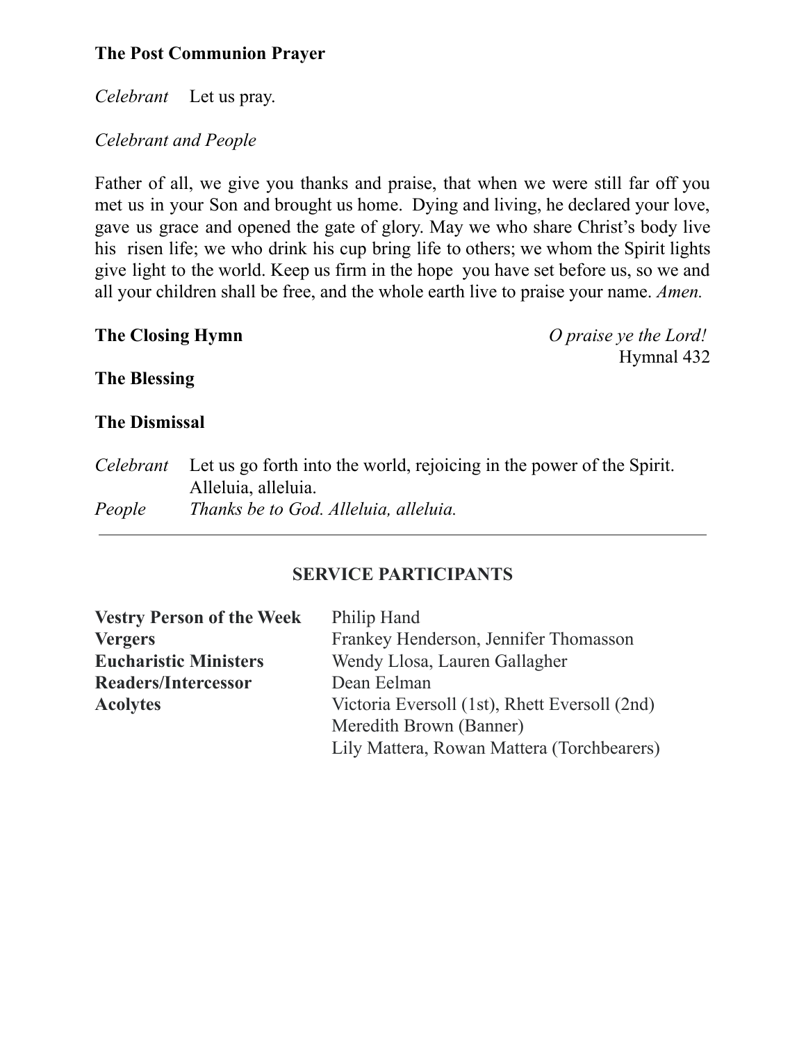**The Post Communion Prayer**

*Celebrant* Let us pray.

*Celebrant and People*

Father of all, we give you thanks and praise, that when we were still far off you met us in your Son and brought us home. Dying and living, he declared your love, gave us grace and opened the gate of glory. May we who share Christ's body live his risen life; we who drink his cup bring life to others; we whom the Spirit lights give light to the world. Keep us firm in the hope you have set before us, so we and all your children shall be free, and the whole earth live to praise your name. *Amen.*

**The Closing Hymn** *O praise ye the Lord!*
Hymnal 432

**The Blessing**

**The Dismissal**

*Celebrant* Let us go forth into the world, rejoicing in the power of the Spirit. Alleluia, alleluia.
*People* *Thanks be to God. Alleluia, alleluia.*

---

## SERVICE PARTICIPANTS

**Vestry Person of the Week** Philip Hand
**Vergers** Frankey Henderson, Jennifer Thomasson
**Eucharistic Ministers** Wendy Llosa, Lauren Gallagher
**Readers/Intercessor** Dean Eelman
**Acolytes** Victoria Eversoll (1st), Rhett Eversoll (2nd)
Meredith Brown (Banner)
Lily Mattera, Rowan Mattera (Torchbearers)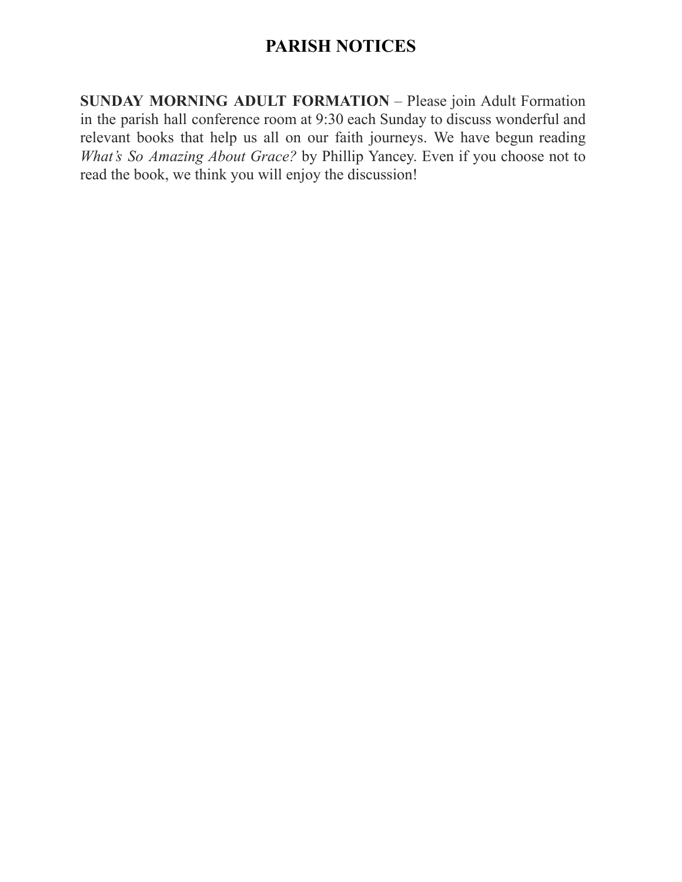# PARISH NOTICES

**SUNDAY MORNING ADULT FORMATION** – Please join Adult Formation in the parish hall conference room at 9:30 each Sunday to discuss wonderful and relevant books that help us all on our faith journeys. We have begun reading *What's So Amazing About Grace?* by Phillip Yancey. Even if you choose not to read the book, we think you will enjoy the discussion!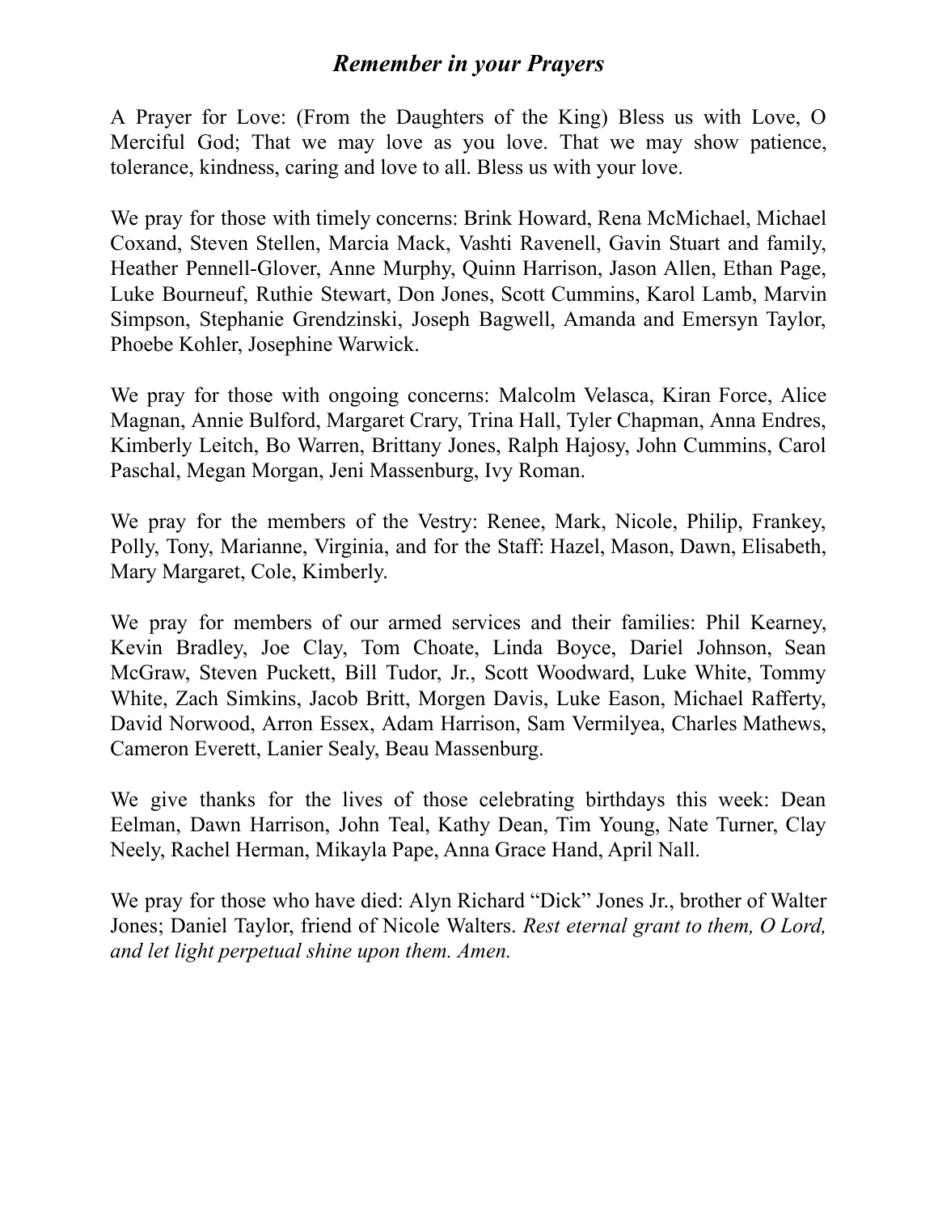## ***Remember in your Prayers***

A Prayer for Love: (From the Daughters of the King) Bless us with Love, O Merciful God; That we may love as you love. That we may show patience, tolerance, kindness, caring and love to all. Bless us with your love.

We pray for those with timely concerns: Brink Howard, Rena McMichael, Michael Coxand, Steven Stellen, Marcia Mack, Vashti Ravenell, Gavin Stuart and family, Heather Pennell-Glover, Anne Murphy, Quinn Harrison, Jason Allen, Ethan Page, Luke Bourneuf, Ruthie Stewart, Don Jones, Scott Cummins, Karol Lamb, Marvin Simpson, Stephanie Grendzinski, Joseph Bagwell, Amanda and Emersyn Taylor, Phoebe Kohler, Josephine Warwick.

We pray for those with ongoing concerns: Malcolm Velasca, Kiran Force, Alice Magnan, Annie Bulford, Margaret Crary, Trina Hall, Tyler Chapman, Anna Endres, Kimberly Leitch, Bo Warren, Brittany Jones, Ralph Hajosy, John Cummins, Carol Paschal, Megan Morgan, Jeni Massenburg, Ivy Roman.

We pray for the members of the Vestry: Renee, Mark, Nicole, Philip, Frankey, Polly, Tony, Marianne, Virginia, and for the Staff: Hazel, Mason, Dawn, Elisabeth, Mary Margaret, Cole, Kimberly.

We pray for members of our armed services and their families: Phil Kearney, Kevin Bradley, Joe Clay, Tom Choate, Linda Boyce, Dariel Johnson, Sean McGraw, Steven Puckett, Bill Tudor, Jr., Scott Woodward, Luke White, Tommy White, Zach Simkins, Jacob Britt, Morgen Davis, Luke Eason, Michael Rafferty, David Norwood, Arron Essex, Adam Harrison, Sam Vermilyea, Charles Mathews, Cameron Everett, Lanier Sealy, Beau Massenburg.

We give thanks for the lives of those celebrating birthdays this week: Dean Eelman, Dawn Harrison, John Teal, Kathy Dean, Tim Young, Nate Turner, Clay Neely, Rachel Herman, Mikayla Pape, Anna Grace Hand, April Nall.

We pray for those who have died: Alyn Richard "Dick" Jones Jr., brother of Walter Jones; Daniel Taylor, friend of Nicole Walters. *Rest eternal grant to them, O Lord, and let light perpetual shine upon them. Amen.*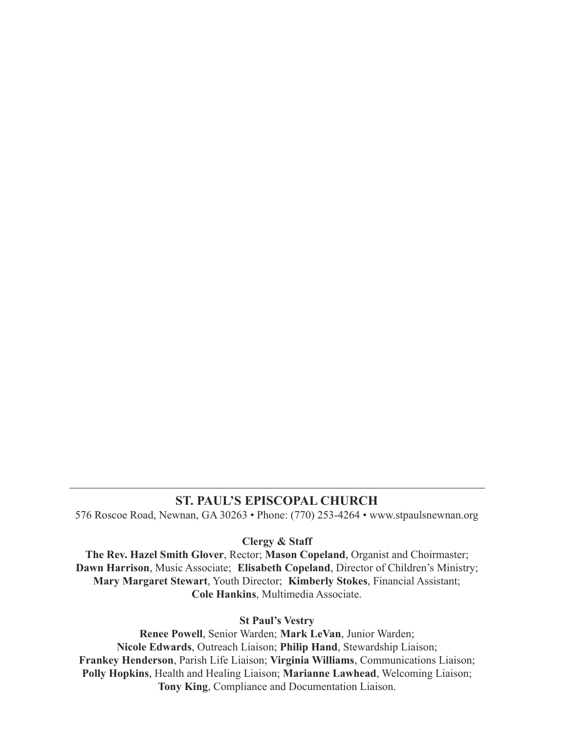---

## ST. PAUL'S EPISCOPAL CHURCH

576 Roscoe Road, Newnan, GA 30263 • Phone: (770) 253-4264 • www.stpaulsnewnan.org

**Clergy & Staff**

**The Rev. Hazel Smith Glover**, Rector; **Mason Copeland**, Organist and Choirmaster; **Dawn Harrison**, Music Associate; **Elisabeth Copeland**, Director of Children's Ministry; **Mary Margaret Stewart**, Youth Director; **Kimberly Stokes**, Financial Assistant; **Cole Hankins**, Multimedia Associate.

**St Paul's Vestry**

**Renee Powell**, Senior Warden; **Mark LeVan**, Junior Warden; **Nicole Edwards**, Outreach Liaison; **Philip Hand**, Stewardship Liaison; **Frankey Henderson**, Parish Life Liaison; **Virginia Williams**, Communications Liaison; **Polly Hopkins**, Health and Healing Liaison; **Marianne Lawhead**, Welcoming Liaison; **Tony King**, Compliance and Documentation Liaison.